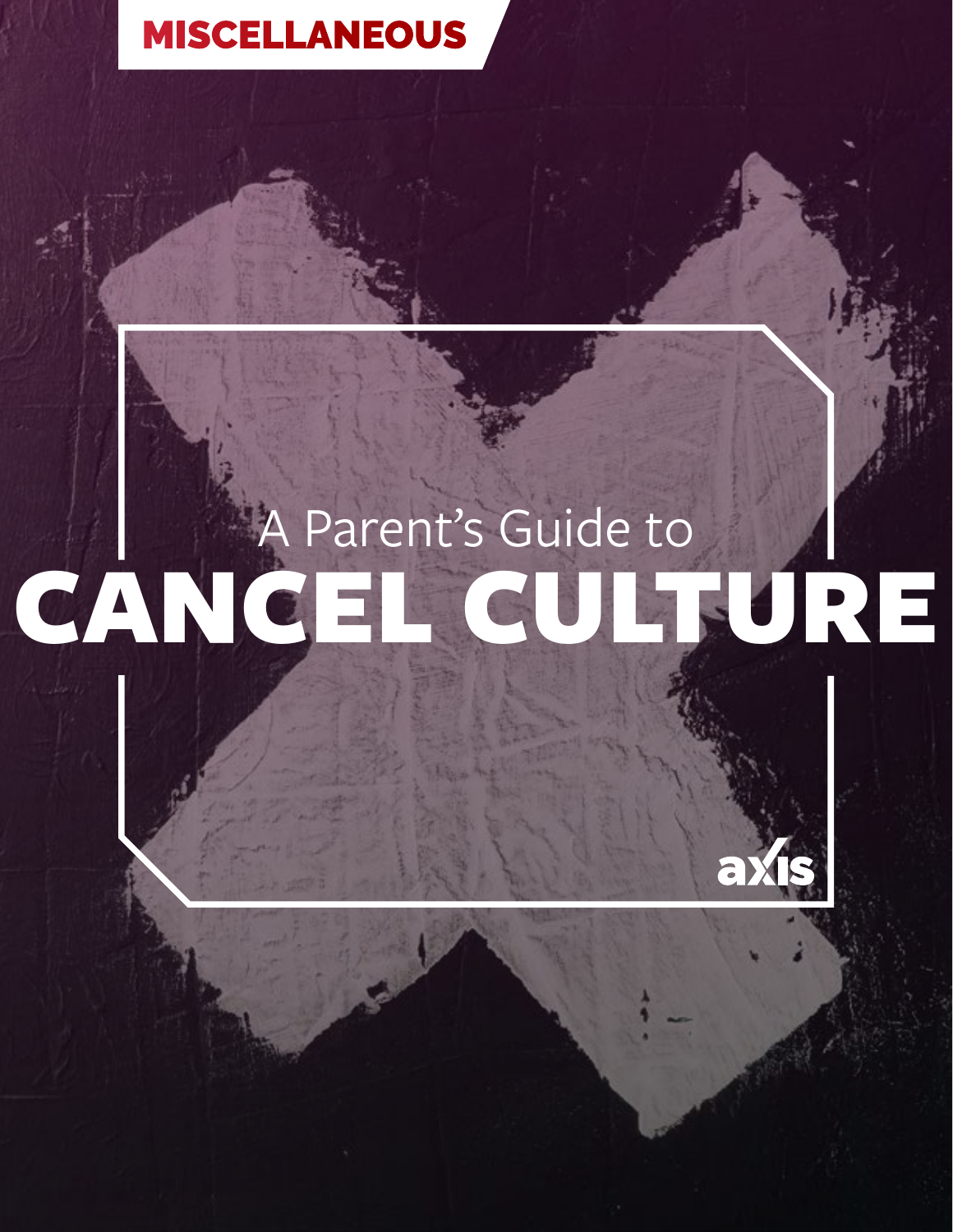MISCELLANEOUS

A Parent's Guide to

# CANCEL CULTURE

axis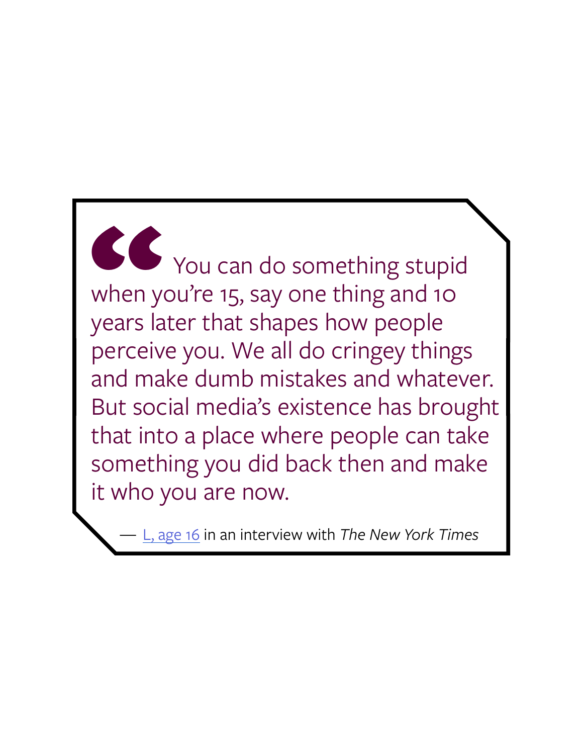> "You can do something stupid when you're 15, say one thing and 10 years later that shapes how people perceive you. We all do cringey things and make dumb mistakes and whatever. But social media's existence has brought that into a place where people can take something you did back then and make it who you are now.
>
> — L, age 16 in an interview with *The New York Times*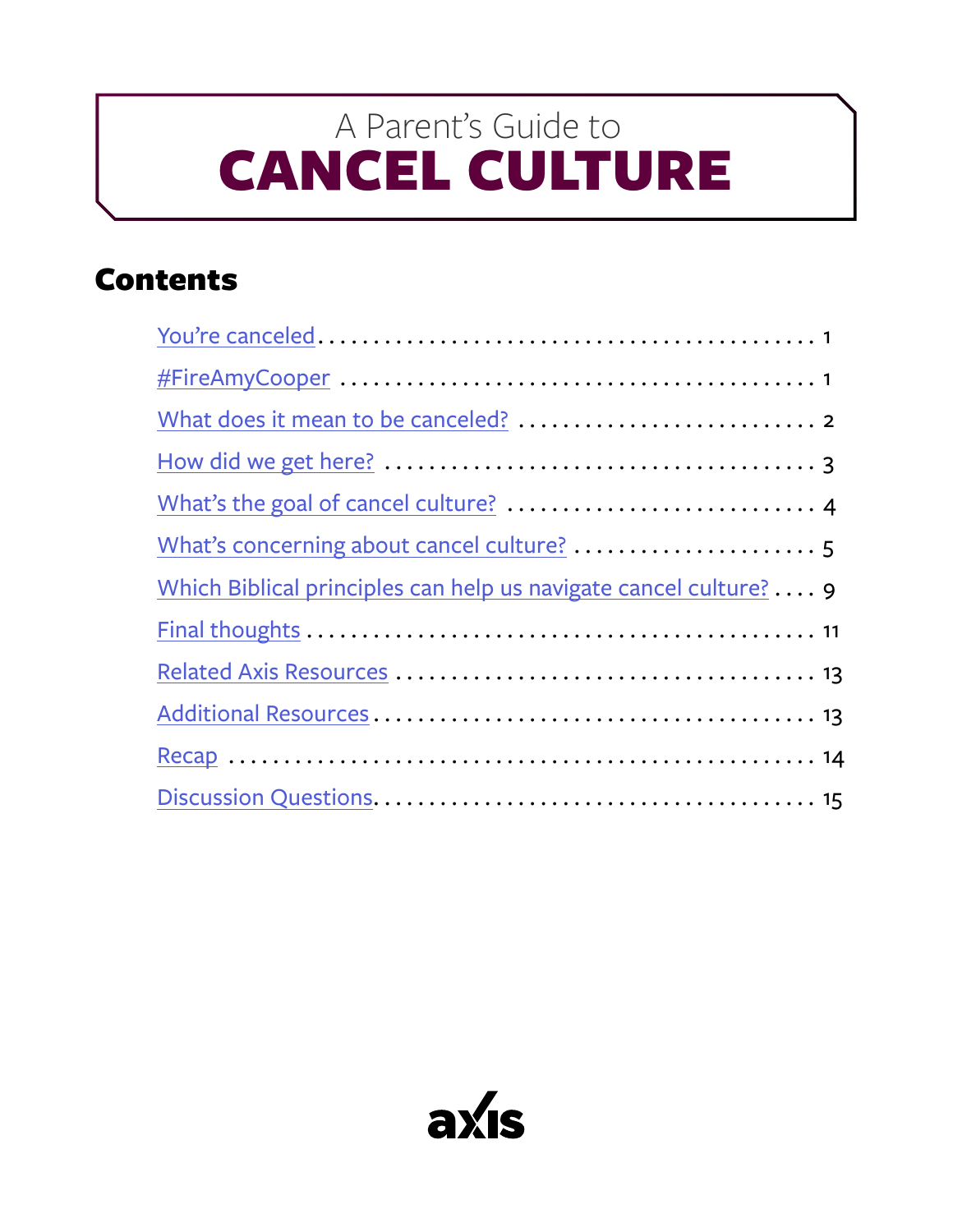A Parent's Guide to

# CANCEL CULTURE

## Contents

| | |
|---|---|
| You're canceled | 1 |
| #FireAmyCooper | 1 |
| What does it mean to be canceled? | 2 |
| How did we get here? | 3 |
| What's the goal of cancel culture? | 4 |
| What's concerning about cancel culture? | 5 |
| Which Biblical principles can help us navigate cancel culture? | 9 |
| Final thoughts | 11 |
| Related Axis Resources | 13 |
| Additional Resources | 13 |
| Recap | 14 |
| Discussion Questions | 15 |

axis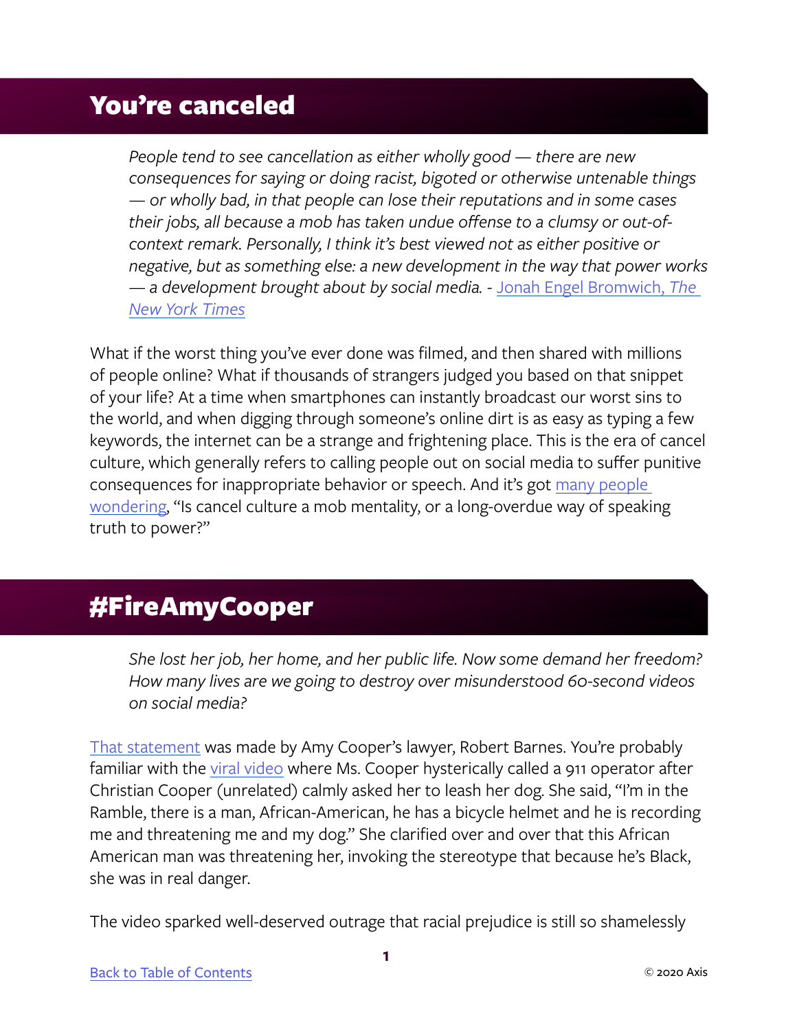## You're canceled

> *People tend to see cancellation as either wholly good — there are new consequences for saying or doing racist, bigoted or otherwise untenable things — or wholly bad, in that people can lose their reputations and in some cases their jobs, all because a mob has taken undue offense to a clumsy or out-of-context remark. Personally, I think it's best viewed not as either positive or negative, but as something else: a new development in the way that power works — a development brought about by social media.* - Jonah Engel Bromwich, *The New York Times*

What if the worst thing you've ever done was filmed, and then shared with millions of people online? What if thousands of strangers judged you based on that snippet of your life? At a time when smartphones can instantly broadcast our worst sins to the world, and when digging through someone's online dirt is as easy as typing a few keywords, the internet can be a strange and frightening place. This is the era of cancel culture, which generally refers to calling people out on social media to suffer punitive consequences for inappropriate behavior or speech. And it's got many people wondering, "Is cancel culture a mob mentality, or a long-overdue way of speaking truth to power?"

## #FireAmyCooper

> *She lost her job, her home, and her public life. Now some demand her freedom? How many lives are we going to destroy over misunderstood 60-second videos on social media?*

That statement was made by Amy Cooper's lawyer, Robert Barnes. You're probably familiar with the viral video where Ms. Cooper hysterically called a 911 operator after Christian Cooper (unrelated) calmly asked her to leash her dog. She said, "I'm in the Ramble, there is a man, African-American, he has a bicycle helmet and he is recording me and threatening me and my dog." She clarified over and over that this African American man was threatening her, invoking the stereotype that because he's Black, she was in real danger.

The video sparked well-deserved outrage that racial prejudice is still so shamelessly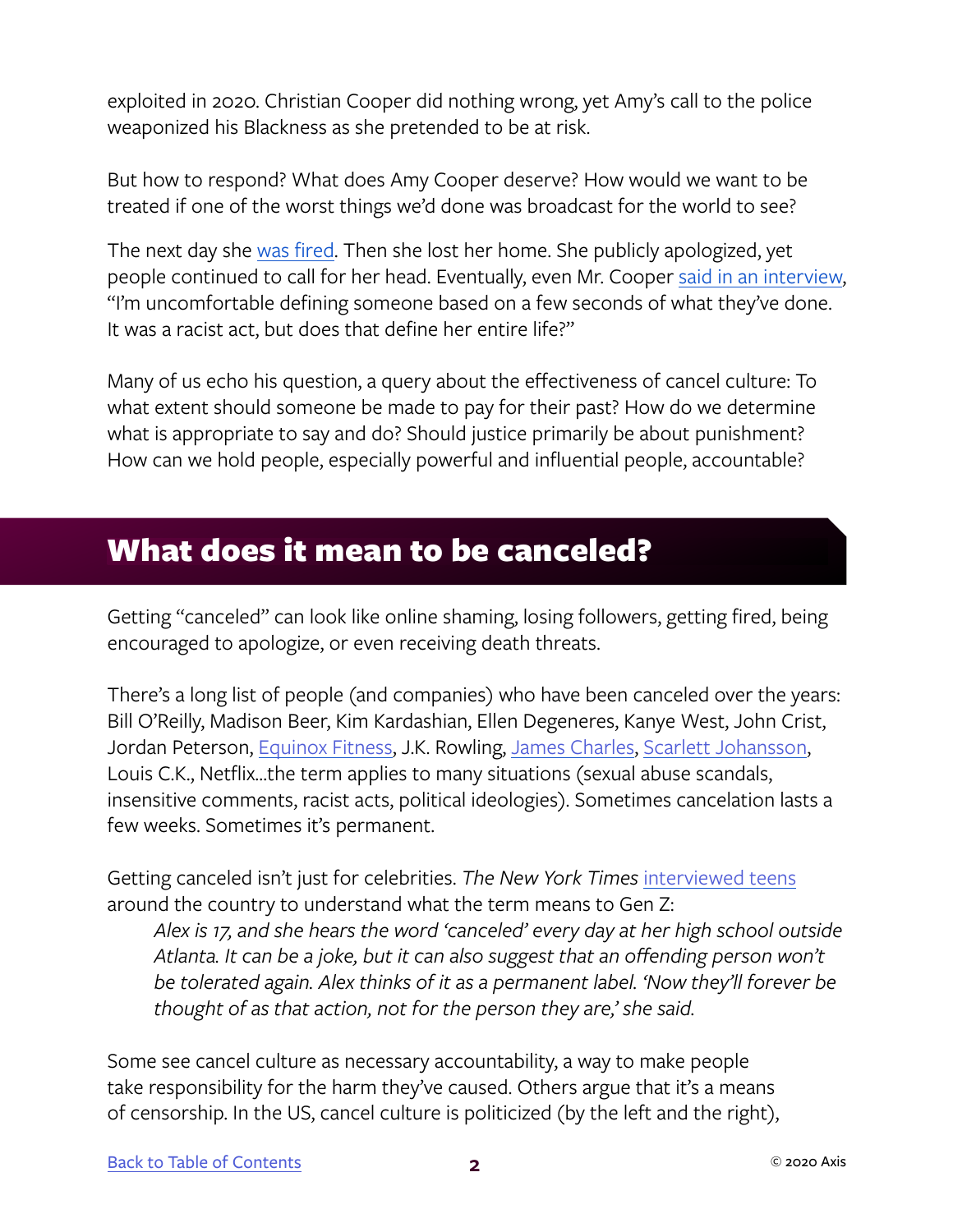exploited in 2020. Christian Cooper did nothing wrong, yet Amy's call to the police weaponized his Blackness as she pretended to be at risk.

But how to respond? What does Amy Cooper deserve? How would we want to be treated if one of the worst things we'd done was broadcast for the world to see?

The next day she was fired. Then she lost her home. She publicly apologized, yet people continued to call for her head. Eventually, even Mr. Cooper said in an interview, "I'm uncomfortable defining someone based on a few seconds of what they've done. It was a racist act, but does that define her entire life?"

Many of us echo his question, a query about the effectiveness of cancel culture: To what extent should someone be made to pay for their past? How do we determine what is appropriate to say and do? Should justice primarily be about punishment? How can we hold people, especially powerful and influential people, accountable?

## What does it mean to be canceled?

Getting "canceled" can look like online shaming, losing followers, getting fired, being encouraged to apologize, or even receiving death threats.

There's a long list of people (and companies) who have been canceled over the years: Bill O'Reilly, Madison Beer, Kim Kardashian, Ellen Degeneres, Kanye West, John Crist, Jordan Peterson, Equinox Fitness, J.K. Rowling, James Charles, Scarlett Johansson, Louis C.K., Netflix...the term applies to many situations (sexual abuse scandals, insensitive comments, racist acts, political ideologies). Sometimes cancelation lasts a few weeks. Sometimes it's permanent.

Getting canceled isn't just for celebrities. *The New York Times* interviewed teens around the country to understand what the term means to Gen Z:

> *Alex is 17, and she hears the word 'canceled' every day at her high school outside Atlanta. It can be a joke, but it can also suggest that an offending person won't be tolerated again. Alex thinks of it as a permanent label. 'Now they'll forever be thought of as that action, not for the person they are,' she said.*

Some see cancel culture as necessary accountability, a way to make people take responsibility for the harm they've caused. Others argue that it's a means of censorship. In the US, cancel culture is politicized (by the left and the right),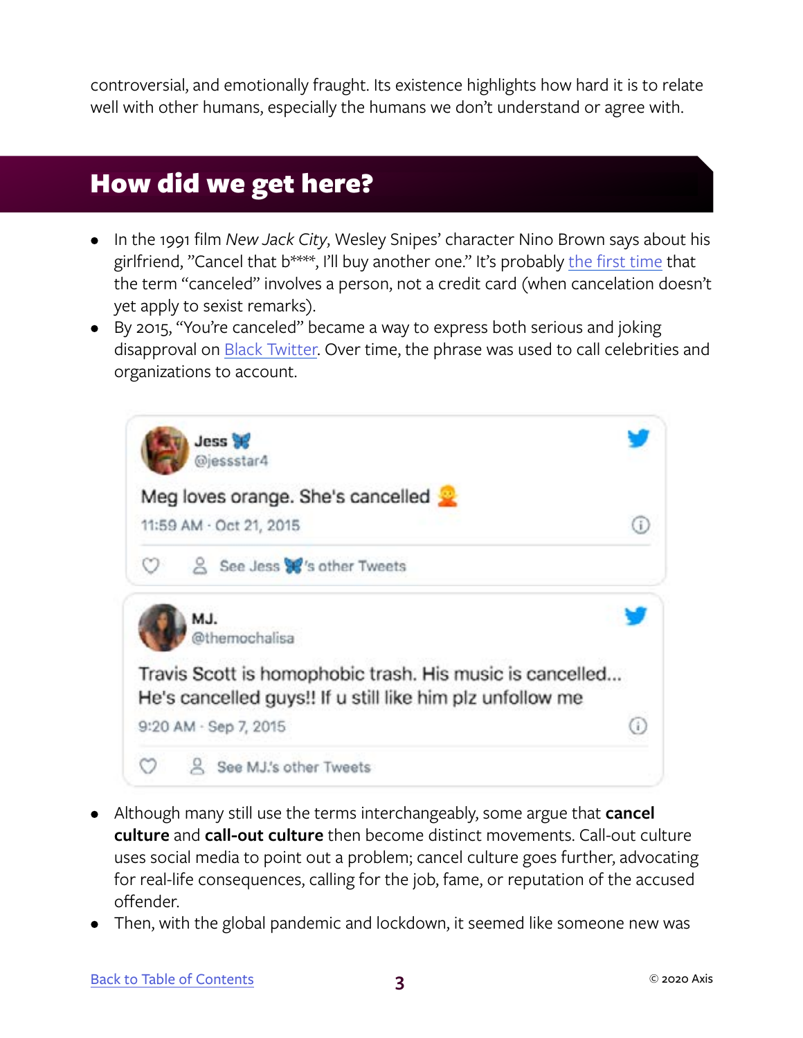controversial, and emotionally fraught. Its existence highlights how hard it is to relate well with other humans, especially the humans we don't understand or agree with.

## How did we get here?

- In the 1991 film *New Jack City*, Wesley Snipes' character Nino Brown says about his girlfriend, "Cancel that b****, I'll buy another one." It's probably the first time that the term "canceled" involves a person, not a credit card (when cancelation doesn't yet apply to sexist remarks).
- By 2015, "You're canceled" became a way to express both serious and joking disapproval on Black Twitter. Over time, the phrase was used to call celebrities and organizations to account.

> **Jess 🦋** @jessstar4
>
> Meg loves orange. She's cancelled 👱
>
> 11:59 AM · Oct 21, 2015
>
> See Jess 🦋's other Tweets

> **MJ.** @themochalisa
>
> Travis Scott is homophobic trash. His music is cancelled... He's cancelled guys!! If u still like him plz unfollow me
>
> 9:20 AM · Sep 7, 2015
>
> See MJ.'s other Tweets

- Although many still use the terms interchangeably, some argue that **cancel culture** and **call-out culture** then become distinct movements. Call-out culture uses social media to point out a problem; cancel culture goes further, advocating for real-life consequences, calling for the job, fame, or reputation of the accused offender.
- Then, with the global pandemic and lockdown, it seemed like someone new was

Back to Table of Contents

© 2020 Axis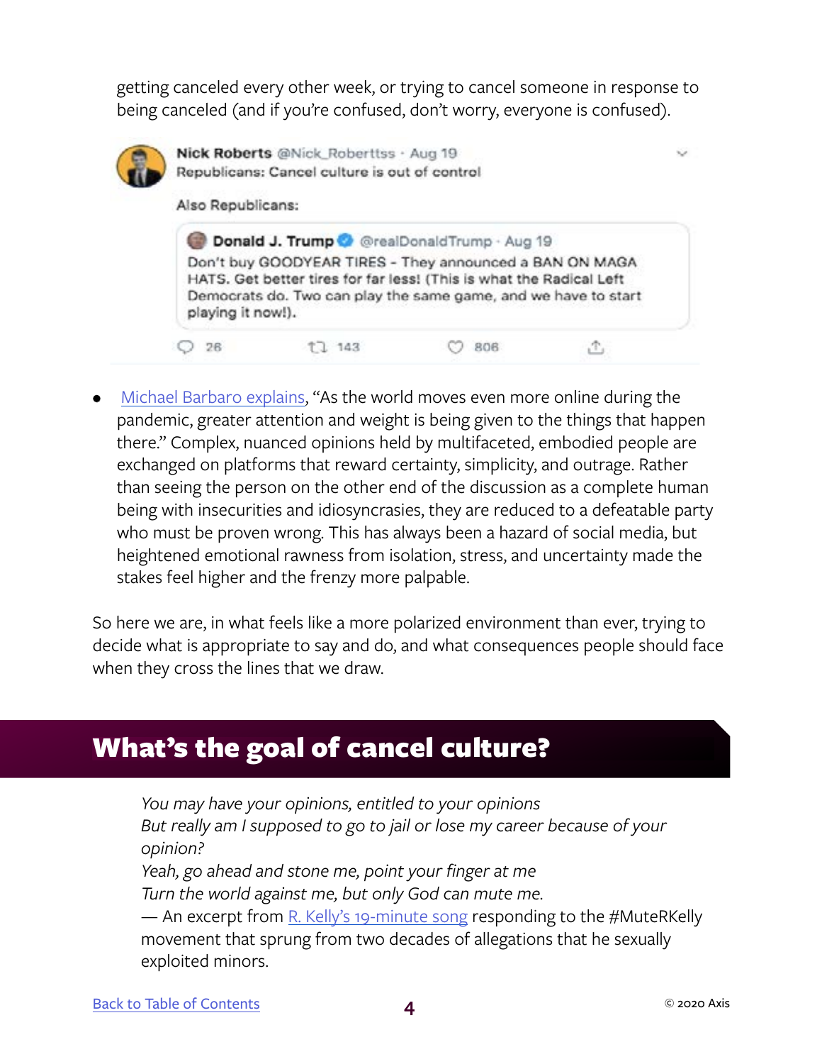getting canceled every other week, or trying to cancel someone in response to being canceled (and if you're confused, don't worry, everyone is confused).

> **Nick Roberts** @Nick_Roberttss · Aug 19
> Republicans: Cancel culture is out of control
>
> Also Republicans:
>
> > **Donald J. Trump** @realDonaldTrump · Aug 19
> > Don't buy GOODYEAR TIRES - They announced a BAN ON MAGA HATS. Get better tires for far less! (This is what the Radical Left Democrats do. Two can play the same game, and we have to start playing it now!).
>
> 26 | 143 | 806

- Michael Barbaro explains, "As the world moves even more online during the pandemic, greater attention and weight is being given to the things that happen there." Complex, nuanced opinions held by multifaceted, embodied people are exchanged on platforms that reward certainty, simplicity, and outrage. Rather than seeing the person on the other end of the discussion as a complete human being with insecurities and idiosyncrasies, they are reduced to a defeatable party who must be proven wrong. This has always been a hazard of social media, but heightened emotional rawness from isolation, stress, and uncertainty made the stakes feel higher and the frenzy more palpable.

So here we are, in what feels like a more polarized environment than ever, trying to decide what is appropriate to say and do, and what consequences people should face when they cross the lines that we draw.

## What's the goal of cancel culture?

> *You may have your opinions, entitled to your opinions*
> *But really am I supposed to go to jail or lose my career because of your opinion?*
> *Yeah, go ahead and stone me, point your finger at me*
> *Turn the world against me, but only God can mute me.*
> — An excerpt from R. Kelly's 19-minute song responding to the #MuteRKelly movement that sprung from two decades of allegations that he sexually exploited minors.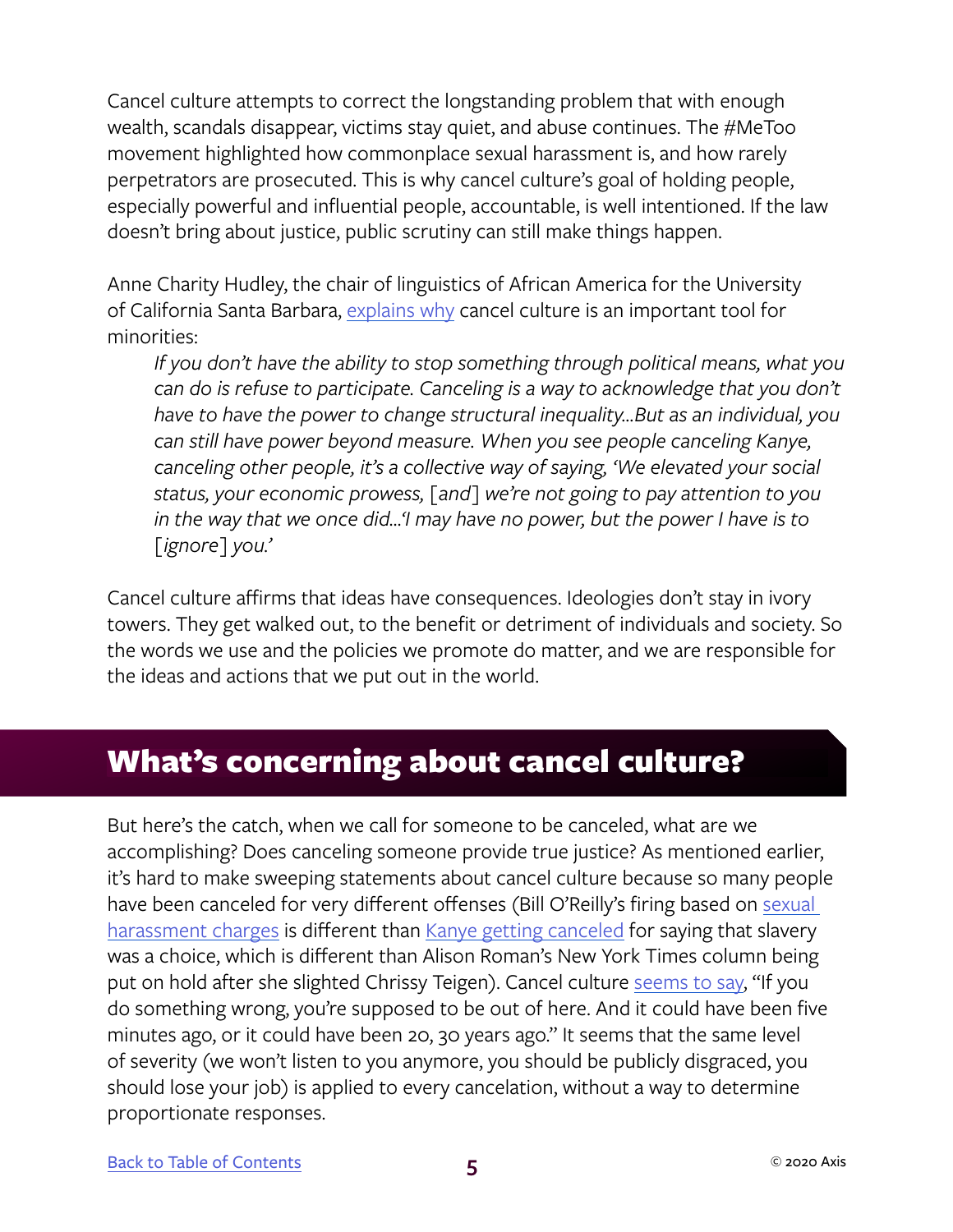Cancel culture attempts to correct the longstanding problem that with enough wealth, scandals disappear, victims stay quiet, and abuse continues. The #MeToo movement highlighted how commonplace sexual harassment is, and how rarely perpetrators are prosecuted. This is why cancel culture's goal of holding people, especially powerful and influential people, accountable, is well intentioned. If the law doesn't bring about justice, public scrutiny can still make things happen.

Anne Charity Hudley, the chair of linguistics of African America for the University of California Santa Barbara, explains why cancel culture is an important tool for minorities:

> *If you don't have the ability to stop something through political means, what you can do is refuse to participate. Canceling is a way to acknowledge that you don't have to have the power to change structural inequality...But as an individual, you can still have power beyond measure. When you see people canceling Kanye, canceling other people, it's a collective way of saying, 'We elevated your social status, your economic prowess, [and] we're not going to pay attention to you in the way that we once did...'I may have no power, but the power I have is to [ignore] you.'*

Cancel culture affirms that ideas have consequences. Ideologies don't stay in ivory towers. They get walked out, to the benefit or detriment of individuals and society. So the words we use and the policies we promote do matter, and we are responsible for the ideas and actions that we put out in the world.

## What's concerning about cancel culture?

But here's the catch, when we call for someone to be canceled, what are we accomplishing? Does canceling someone provide true justice? As mentioned earlier, it's hard to make sweeping statements about cancel culture because so many people have been canceled for very different offenses (Bill O'Reilly's firing based on sexual harassment charges is different than Kanye getting canceled for saying that slavery was a choice, which is different than Alison Roman's New York Times column being put on hold after she slighted Chrissy Teigen). Cancel culture seems to say, "If you do something wrong, you're supposed to be out of here. And it could have been five minutes ago, or it could have been 20, 30 years ago." It seems that the same level of severity (we won't listen to you anymore, you should be publicly disgraced, you should lose your job) is applied to every cancelation, without a way to determine proportionate responses.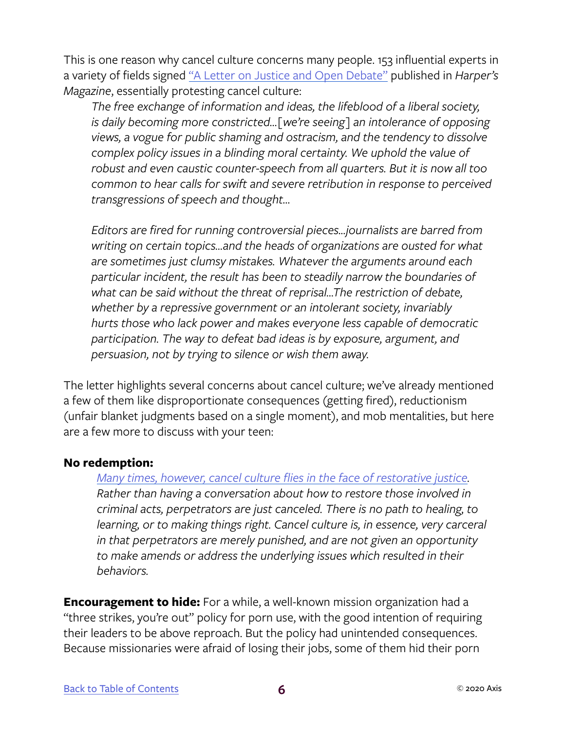This is one reason why cancel culture concerns many people. 153 influential experts in a variety of fields signed [“A Letter on Justice and Open Debate”](#) published in *Harper’s Magazine*, essentially protesting cancel culture:

> *The free exchange of information and ideas, the lifeblood of a liberal society, is daily becoming more constricted...[we’re seeing] an intolerance of opposing views, a vogue for public shaming and ostracism, and the tendency to dissolve complex policy issues in a blinding moral certainty. We uphold the value of robust and even caustic counter-speech from all quarters. But it is now all too common to hear calls for swift and severe retribution in response to perceived transgressions of speech and thought...*
>
> *Editors are fired for running controversial pieces...journalists are barred from writing on certain topics...and the heads of organizations are ousted for what are sometimes just clumsy mistakes. Whatever the arguments around each particular incident, the result has been to steadily narrow the boundaries of what can be said without the threat of reprisal...The restriction of debate, whether by a repressive government or an intolerant society, invariably hurts those who lack power and makes everyone less capable of democratic participation. The way to defeat bad ideas is by exposure, argument, and persuasion, not by trying to silence or wish them away.*

The letter highlights several concerns about cancel culture; we’ve already mentioned a few of them like disproportionate consequences (getting fired), reductionism (unfair blanket judgments based on a single moment), and mob mentalities, but here are a few more to discuss with your teen:

**No redemption:**

> *[Many times, however, cancel culture flies in the face of restorative justice](#). Rather than having a conversation about how to restore those involved in criminal acts, perpetrators are just canceled. There is no path to healing, to learning, or to making things right. Cancel culture is, in essence, very carceral in that perpetrators are merely punished, and are not given an opportunity to make amends or address the underlying issues which resulted in their behaviors.*

**Encouragement to hide:** For a while, a well-known mission organization had a “three strikes, you’re out” policy for porn use, with the good intention of requiring their leaders to be above reproach. But the policy had unintended consequences. Because missionaries were afraid of losing their jobs, some of them hid their porn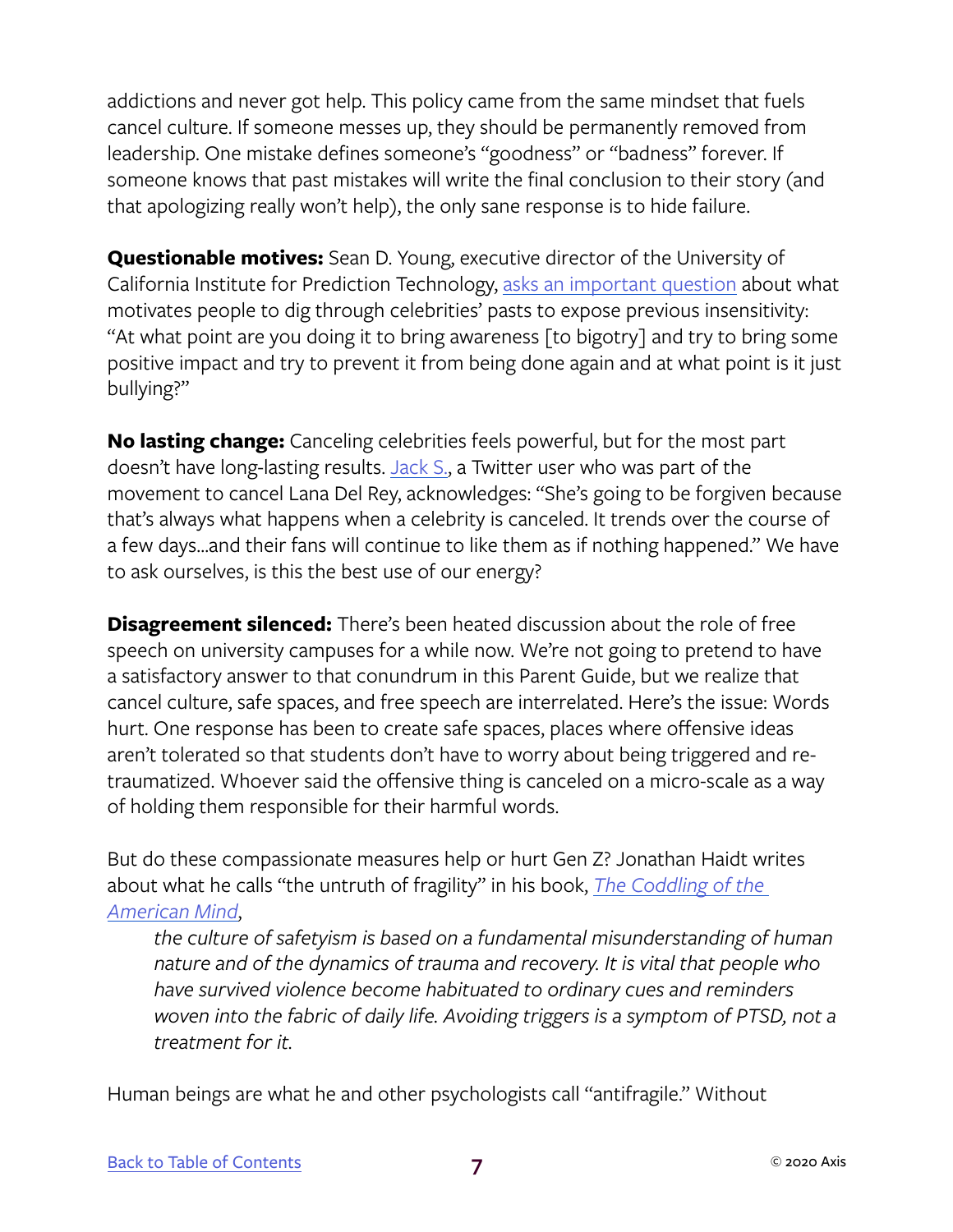addictions and never got help. This policy came from the same mindset that fuels cancel culture. If someone messes up, they should be permanently removed from leadership. One mistake defines someone's "goodness" or "badness" forever. If someone knows that past mistakes will write the final conclusion to their story (and that apologizing really won't help), the only sane response is to hide failure.

**Questionable motives:** Sean D. Young, executive director of the University of California Institute for Prediction Technology, asks an important question about what motivates people to dig through celebrities' pasts to expose previous insensitivity: "At what point are you doing it to bring awareness [to bigotry] and try to bring some positive impact and try to prevent it from being done again and at what point is it just bullying?"

**No lasting change:** Canceling celebrities feels powerful, but for the most part doesn't have long-lasting results. Jack S., a Twitter user who was part of the movement to cancel Lana Del Rey, acknowledges: "She's going to be forgiven because that's always what happens when a celebrity is canceled. It trends over the course of a few days...and their fans will continue to like them as if nothing happened." We have to ask ourselves, is this the best use of our energy?

**Disagreement silenced:** There's been heated discussion about the role of free speech on university campuses for a while now. We're not going to pretend to have a satisfactory answer to that conundrum in this Parent Guide, but we realize that cancel culture, safe spaces, and free speech are interrelated. Here's the issue: Words hurt. One response has been to create safe spaces, places where offensive ideas aren't tolerated so that students don't have to worry about being triggered and re-traumatized. Whoever said the offensive thing is canceled on a micro-scale as a way of holding them responsible for their harmful words.

But do these compassionate measures help or hurt Gen Z? Jonathan Haidt writes about what he calls "the untruth of fragility" in his book, *The Coddling of the American Mind*,

> *the culture of safetyism is based on a fundamental misunderstanding of human nature and of the dynamics of trauma and recovery. It is vital that people who have survived violence become habituated to ordinary cues and reminders woven into the fabric of daily life. Avoiding triggers is a symptom of PTSD, not a treatment for it.*

Human beings are what he and other psychologists call "antifragile." Without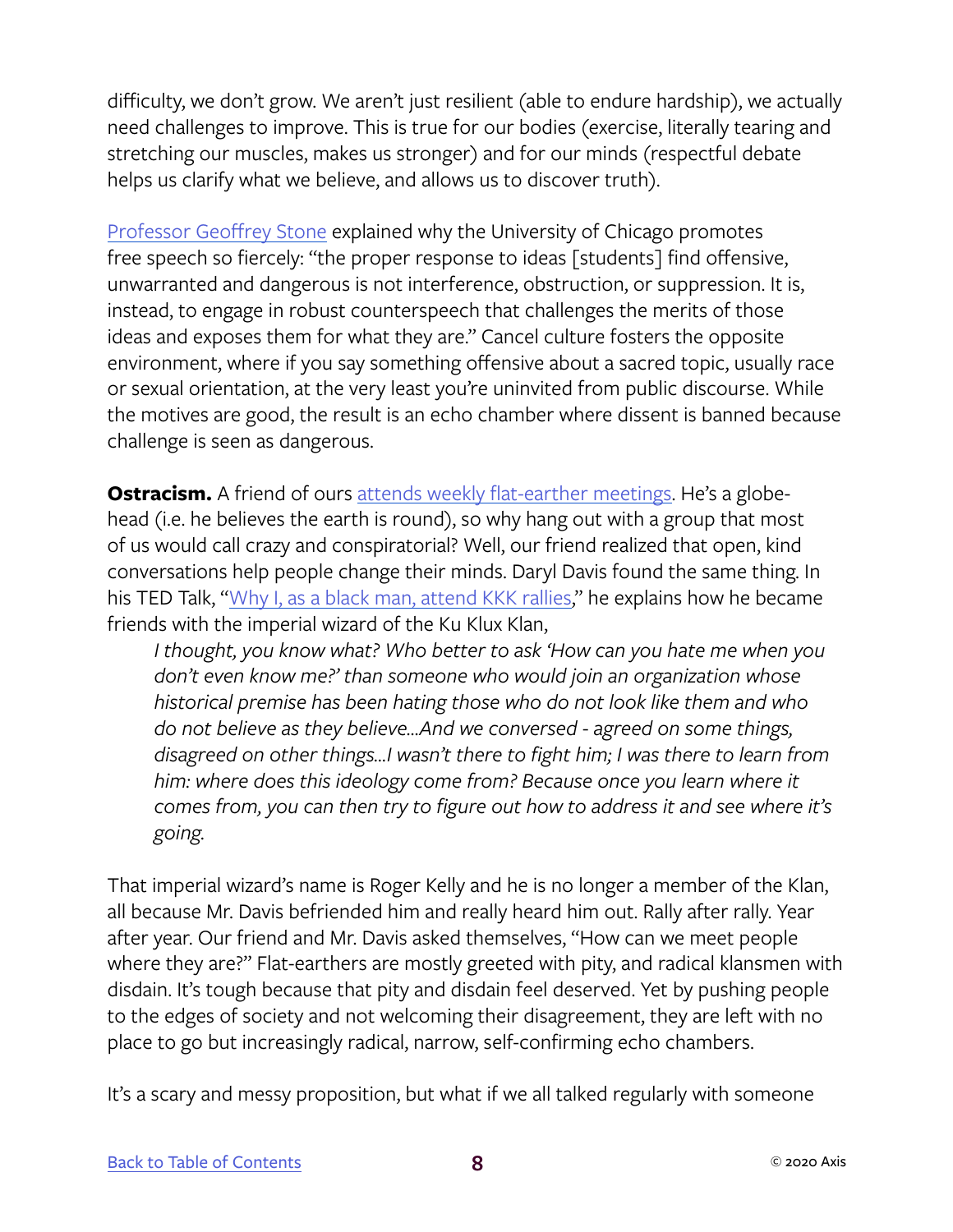difficulty, we don't grow. We aren't just resilient (able to endure hardship), we actually need challenges to improve. This is true for our bodies (exercise, literally tearing and stretching our muscles, makes us stronger) and for our minds (respectful debate helps us clarify what we believe, and allows us to discover truth).

Professor Geoffrey Stone explained why the University of Chicago promotes free speech so fiercely: "the proper response to ideas [students] find offensive, unwarranted and dangerous is not interference, obstruction, or suppression. It is, instead, to engage in robust counterspeech that challenges the merits of those ideas and exposes them for what they are." Cancel culture fosters the opposite environment, where if you say something offensive about a sacred topic, usually race or sexual orientation, at the very least you're uninvited from public discourse. While the motives are good, the result is an echo chamber where dissent is banned because challenge is seen as dangerous.

**Ostracism.** A friend of ours attends weekly flat-earther meetings. He's a globe-head (i.e. he believes the earth is round), so why hang out with a group that most of us would call crazy and conspiratorial? Well, our friend realized that open, kind conversations help people change their minds. Daryl Davis found the same thing. In his TED Talk, "Why I, as a black man, attend KKK rallies," he explains how he became friends with the imperial wizard of the Ku Klux Klan,

> *I thought, you know what? Who better to ask 'How can you hate me when you don't even know me?' than someone who would join an organization whose historical premise has been hating those who do not look like them and who do not believe as they believe...And we conversed - agreed on some things, disagreed on other things...I wasn't there to fight him; I was there to learn from him: where does this ideology come from? Because once you learn where it comes from, you can then try to figure out how to address it and see where it's going.*

That imperial wizard's name is Roger Kelly and he is no longer a member of the Klan, all because Mr. Davis befriended him and really heard him out. Rally after rally. Year after year. Our friend and Mr. Davis asked themselves, "How can we meet people where they are?" Flat-earthers are mostly greeted with pity, and radical klansmen with disdain. It's tough because that pity and disdain feel deserved. Yet by pushing people to the edges of society and not welcoming their disagreement, they are left with no place to go but increasingly radical, narrow, self-confirming echo chambers.

It's a scary and messy proposition, but what if we all talked regularly with someone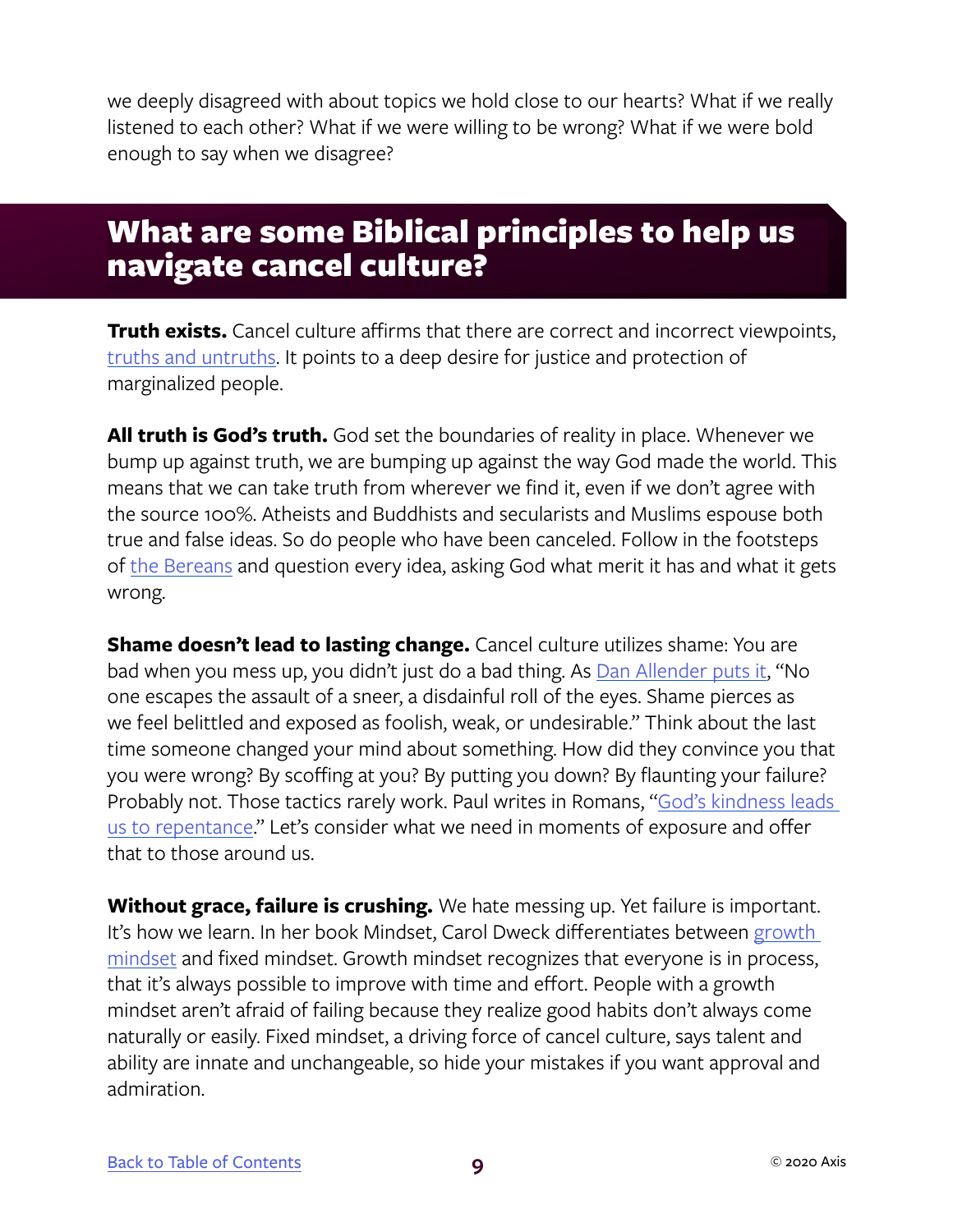we deeply disagreed with about topics we hold close to our hearts? What if we really listened to each other? What if we were willing to be wrong? What if we were bold enough to say when we disagree?

## What are some Biblical principles to help us navigate cancel culture?

**Truth exists.** Cancel culture affirms that there are correct and incorrect viewpoints, truths and untruths. It points to a deep desire for justice and protection of marginalized people.

**All truth is God's truth.** God set the boundaries of reality in place. Whenever we bump up against truth, we are bumping up against the way God made the world. This means that we can take truth from wherever we find it, even if we don't agree with the source 100%. Atheists and Buddhists and secularists and Muslims espouse both true and false ideas. So do people who have been canceled. Follow in the footsteps of the Bereans and question every idea, asking God what merit it has and what it gets wrong.

**Shame doesn't lead to lasting change.** Cancel culture utilizes shame: You are bad when you mess up, you didn't just do a bad thing. As Dan Allender puts it, "No one escapes the assault of a sneer, a disdainful roll of the eyes. Shame pierces as we feel belittled and exposed as foolish, weak, or undesirable." Think about the last time someone changed your mind about something. How did they convince you that you were wrong? By scoffing at you? By putting you down? By flaunting your failure? Probably not. Those tactics rarely work. Paul writes in Romans, "God's kindness leads us to repentance." Let's consider what we need in moments of exposure and offer that to those around us.

**Without grace, failure is crushing.** We hate messing up. Yet failure is important. It's how we learn. In her book Mindset, Carol Dweck differentiates between growth mindset and fixed mindset. Growth mindset recognizes that everyone is in process, that it's always possible to improve with time and effort. People with a growth mindset aren't afraid of failing because they realize good habits don't always come naturally or easily. Fixed mindset, a driving force of cancel culture, says talent and ability are innate and unchangeable, so hide your mistakes if you want approval and admiration.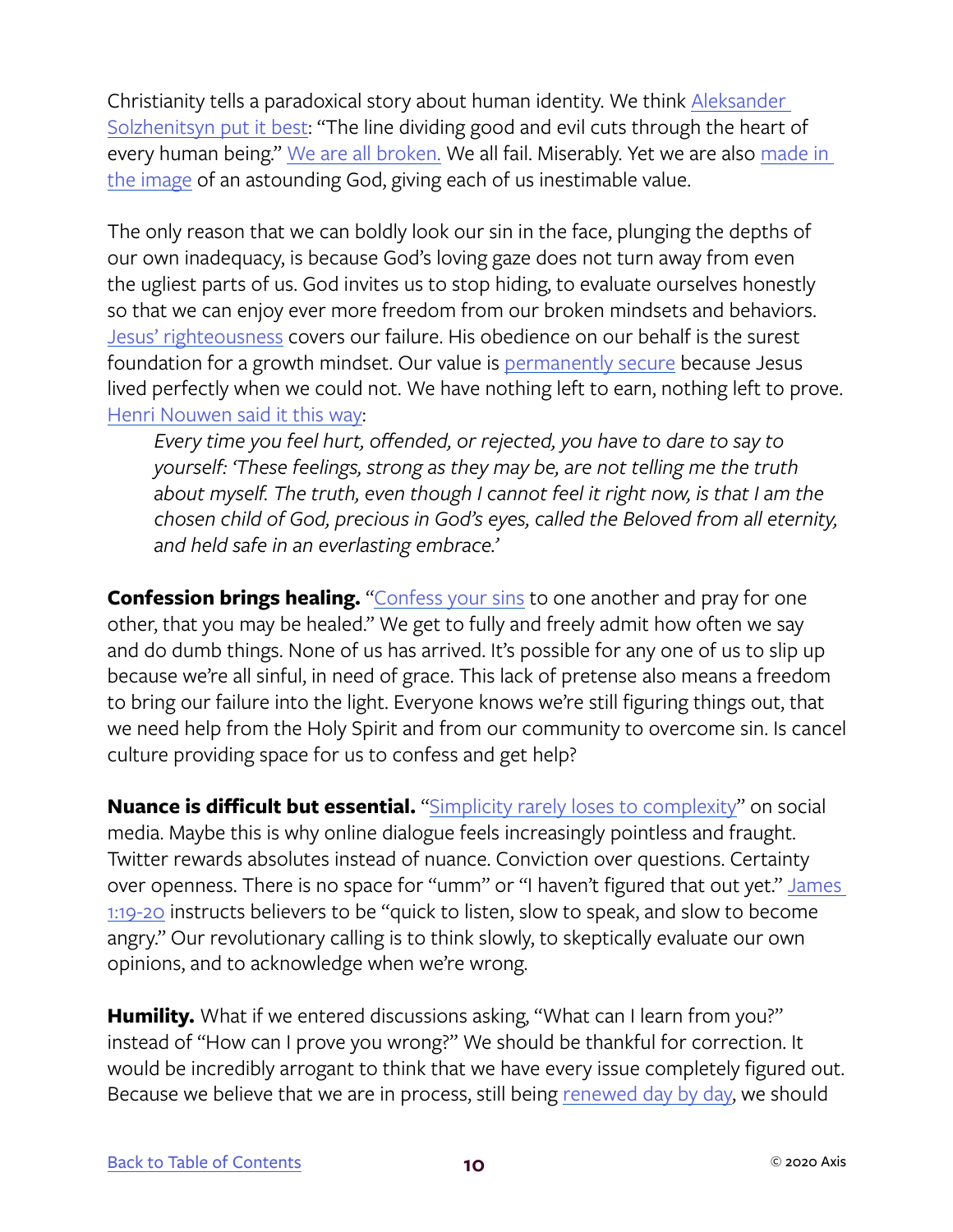Christianity tells a paradoxical story about human identity. We think Aleksander Solzhenitsyn put it best: “The line dividing good and evil cuts through the heart of every human being.” We are all broken. We all fail. Miserably. Yet we are also made in the image of an astounding God, giving each of us inestimable value.

The only reason that we can boldly look our sin in the face, plunging the depths of our own inadequacy, is because God’s loving gaze does not turn away from even the ugliest parts of us. God invites us to stop hiding, to evaluate ourselves honestly so that we can enjoy ever more freedom from our broken mindsets and behaviors. Jesus’ righteousness covers our failure. His obedience on our behalf is the surest foundation for a growth mindset. Our value is permanently secure because Jesus lived perfectly when we could not. We have nothing left to earn, nothing left to prove. Henri Nouwen said it this way:

> *Every time you feel hurt, offended, or rejected, you have to dare to say to yourself: ‘These feelings, strong as they may be, are not telling me the truth about myself. The truth, even though I cannot feel it right now, is that I am the chosen child of God, precious in God’s eyes, called the Beloved from all eternity, and held safe in an everlasting embrace.’*

**Confession brings healing.** “Confess your sins to one another and pray for one other, that you may be healed.” We get to fully and freely admit how often we say and do dumb things. None of us has arrived. It’s possible for any one of us to slip up because we’re all sinful, in need of grace. This lack of pretense also means a freedom to bring our failure into the light. Everyone knows we’re still figuring things out, that we need help from the Holy Spirit and from our community to overcome sin. Is cancel culture providing space for us to confess and get help?

**Nuance is difficult but essential.** “Simplicity rarely loses to complexity” on social media. Maybe this is why online dialogue feels increasingly pointless and fraught. Twitter rewards absolutes instead of nuance. Conviction over questions. Certainty over openness. There is no space for “umm” or “I haven’t figured that out yet.” James 1:19-20 instructs believers to be “quick to listen, slow to speak, and slow to become angry.” Our revolutionary calling is to think slowly, to skeptically evaluate our own opinions, and to acknowledge when we’re wrong.

**Humility.** What if we entered discussions asking, “What can I learn from you?” instead of “How can I prove you wrong?” We should be thankful for correction. It would be incredibly arrogant to think that we have every issue completely figured out. Because we believe that we are in process, still being renewed day by day, we should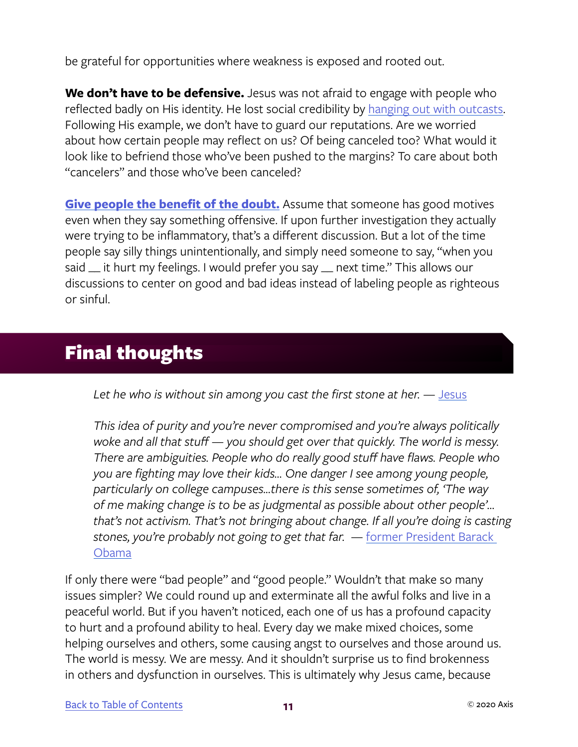be grateful for opportunities where weakness is exposed and rooted out.

**We don't have to be defensive.** Jesus was not afraid to engage with people who reflected badly on His identity. He lost social credibility by [hanging out with outcasts](). Following His example, we don't have to guard our reputations. Are we worried about how certain people may reflect on us? Of being canceled too? What would it look like to befriend those who've been pushed to the margins? To care about both "cancelers" and those who've been canceled?

**[Give people the benefit of the doubt.]()** Assume that someone has good motives even when they say something offensive. If upon further investigation they actually were trying to be inflammatory, that's a different discussion. But a lot of the time people say silly things unintentionally, and simply need someone to say, "when you said __ it hurt my feelings. I would prefer you say __ next time." This allows our discussions to center on good and bad ideas instead of labeling people as righteous or sinful.

## Final thoughts

> *Let he who is without sin among you cast the first stone at her.* — [Jesus]()
>
> *This idea of purity and you're never compromised and you're always politically woke and all that stuff — you should get over that quickly. The world is messy. There are ambiguities. People who do really good stuff have flaws. People who you are fighting may love their kids... One danger I see among young people, particularly on college campuses...there is this sense sometimes of, 'The way of me making change is to be as judgmental as possible about other people'... that's not activism. That's not bringing about change. If all you're doing is casting stones, you're probably not going to get that far.* — [former President Barack Obama]()

If only there were "bad people" and "good people." Wouldn't that make so many issues simpler? We could round up and exterminate all the awful folks and live in a peaceful world. But if you haven't noticed, each one of us has a profound capacity to hurt and a profound ability to heal. Every day we make mixed choices, some helping ourselves and others, some causing angst to ourselves and those around us. The world is messy. We are messy. And it shouldn't surprise us to find brokenness in others and dysfunction in ourselves. This is ultimately why Jesus came, because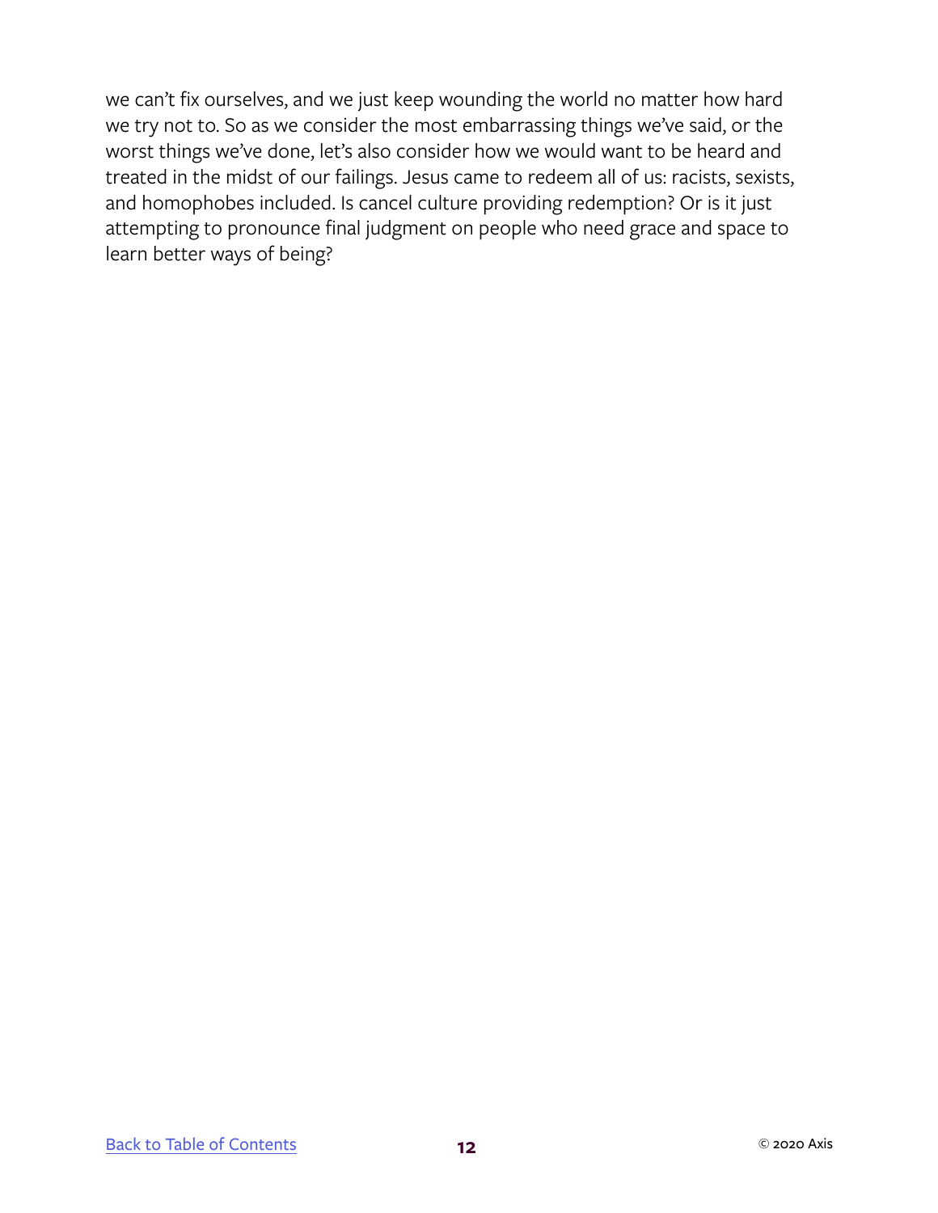we can't fix ourselves, and we just keep wounding the world no matter how hard we try not to. So as we consider the most embarrassing things we've said, or the worst things we've done, let's also consider how we would want to be heard and treated in the midst of our failings. Jesus came to redeem all of us: racists, sexists, and homophobes included. Is cancel culture providing redemption? Or is it just attempting to pronounce final judgment on people who need grace and space to learn better ways of being?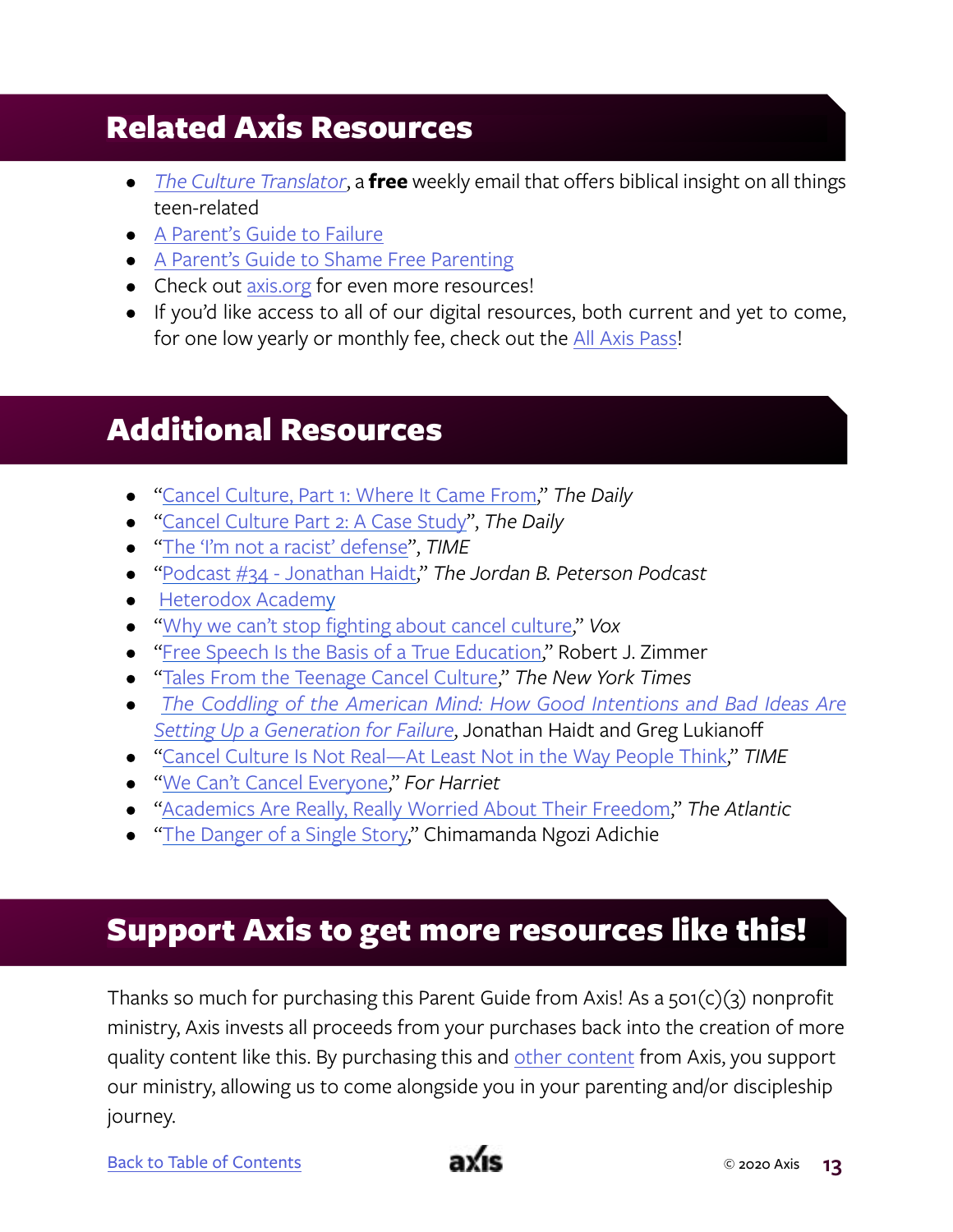## Related Axis Resources

- *The Culture Translator*, a **free** weekly email that offers biblical insight on all things teen-related
- A Parent's Guide to Failure
- A Parent's Guide to Shame Free Parenting
- Check out axis.org for even more resources!
- If you'd like access to all of our digital resources, both current and yet to come, for one low yearly or monthly fee, check out the All Axis Pass!

## Additional Resources

- "Cancel Culture, Part 1: Where It Came From," *The Daily*
- "Cancel Culture Part 2: A Case Study", *The Daily*
- "The 'I'm not a racist' defense", *TIME*
- "Podcast #34 - Jonathan Haidt," *The Jordan B. Peterson Podcast*
- Heterodox Academy
- "Why we can't stop fighting about cancel culture," *Vox*
- "Free Speech Is the Basis of a True Education," Robert J. Zimmer
- "Tales From the Teenage Cancel Culture," *The New York Times*
- *The Coddling of the American Mind: How Good Intentions and Bad Ideas Are Setting Up a Generation for Failure*, Jonathan Haidt and Greg Lukianoff
- "Cancel Culture Is Not Real—At Least Not in the Way People Think," *TIME*
- "We Can't Cancel Everyone," *For Harriet*
- "Academics Are Really, Really Worried About Their Freedom," *The Atlantic*
- "The Danger of a Single Story," Chimamanda Ngozi Adichie

## Support Axis to get more resources like this!

Thanks so much for purchasing this Parent Guide from Axis! As a 501(c)(3) nonprofit ministry, Axis invests all proceeds from your purchases back into the creation of more quality content like this. By purchasing this and other content from Axis, you support our ministry, allowing us to come alongside you in your parenting and/or discipleship journey.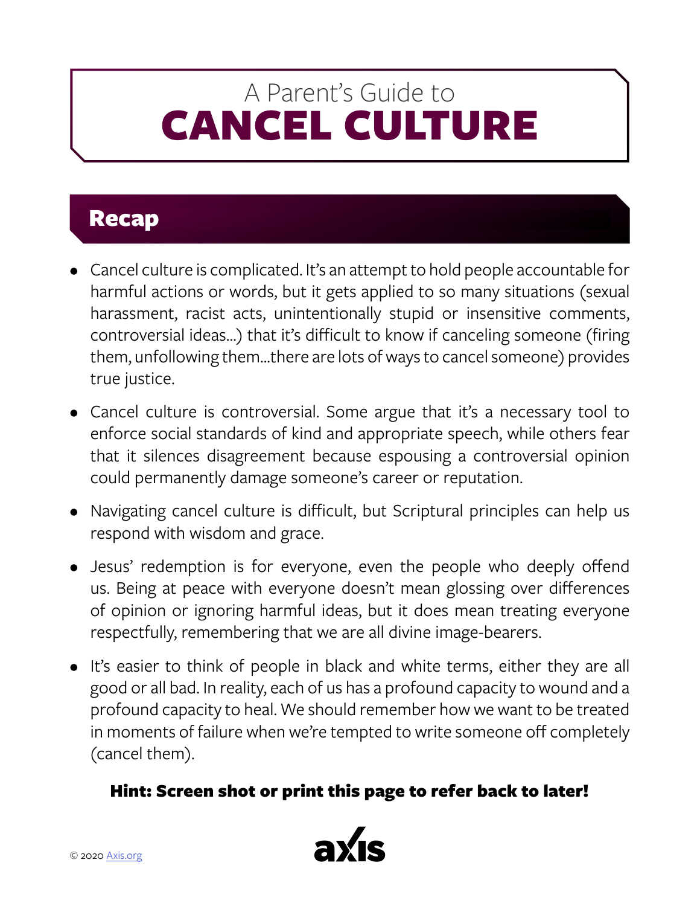# A Parent's Guide to CANCEL CULTURE

## Recap

- Cancel culture is complicated. It's an attempt to hold people accountable for harmful actions or words, but it gets applied to so many situations (sexual harassment, racist acts, unintentionally stupid or insensitive comments, controversial ideas...) that it's difficult to know if canceling someone (firing them, unfollowing them...there are lots of ways to cancel someone) provides true justice.
- Cancel culture is controversial. Some argue that it's a necessary tool to enforce social standards of kind and appropriate speech, while others fear that it silences disagreement because espousing a controversial opinion could permanently damage someone's career or reputation.
- Navigating cancel culture is difficult, but Scriptural principles can help us respond with wisdom and grace.
- Jesus' redemption is for everyone, even the people who deeply offend us. Being at peace with everyone doesn't mean glossing over differences of opinion or ignoring harmful ideas, but it does mean treating everyone respectfully, remembering that we are all divine image-bearers.
- It's easier to think of people in black and white terms, either they are all good or all bad. In reality, each of us has a profound capacity to wound and a profound capacity to heal. We should remember how we want to be treated in moments of failure when we're tempted to write someone off completely (cancel them).

**Hint: Screen shot or print this page to refer back to later!**

© 2020 Axis.org

axis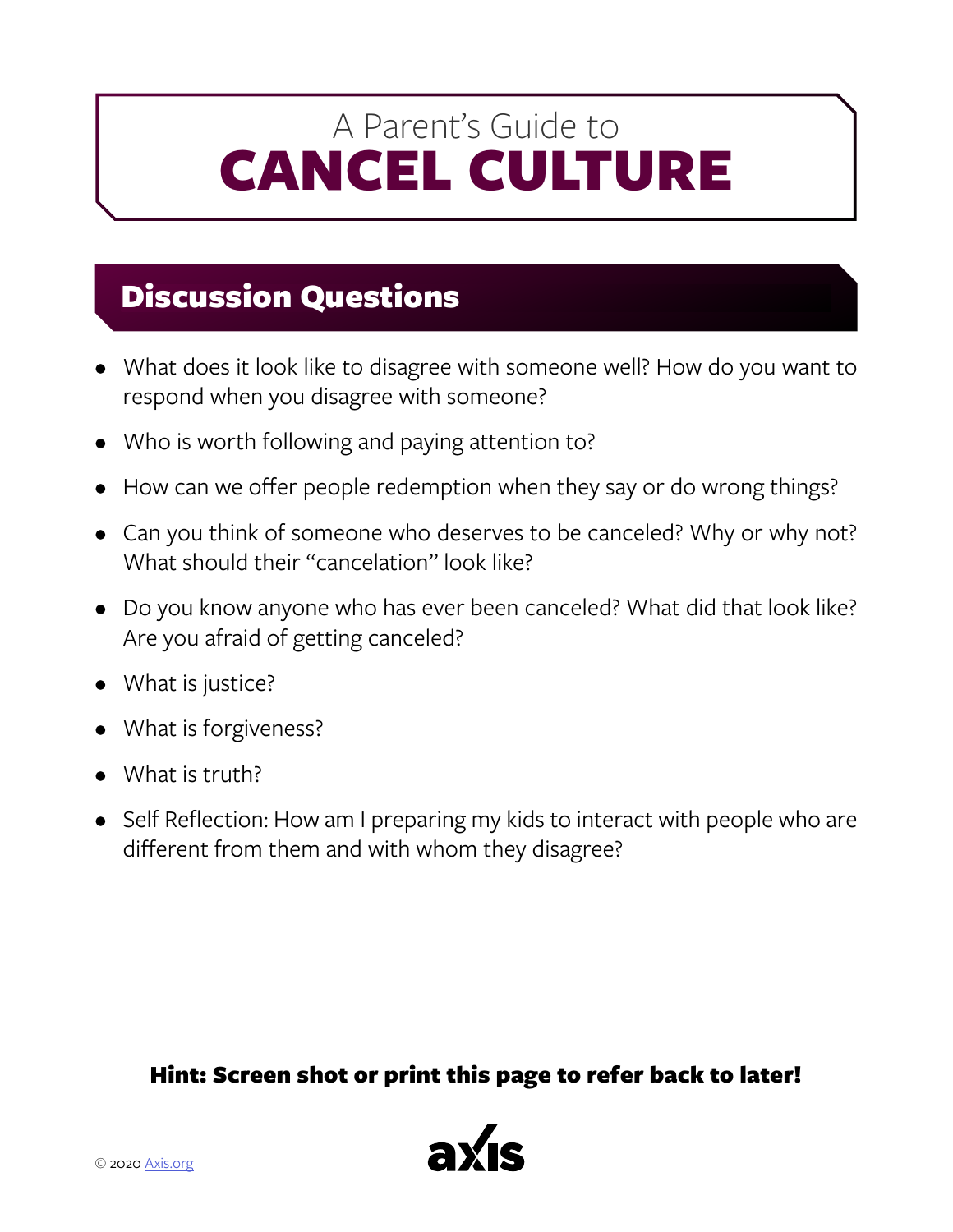# A Parent's Guide to CANCEL CULTURE

## Discussion Questions

- What does it look like to disagree with someone well? How do you want to respond when you disagree with someone?
- Who is worth following and paying attention to?
- How can we offer people redemption when they say or do wrong things?
- Can you think of someone who deserves to be canceled? Why or why not? What should their "cancelation" look like?
- Do you know anyone who has ever been canceled? What did that look like? Are you afraid of getting canceled?
- What is justice?
- What is forgiveness?
- What is truth?
- Self Reflection: How am I preparing my kids to interact with people who are different from them and with whom they disagree?

**Hint: Screen shot or print this page to refer back to later!**

© 2020 Axis.org

axis